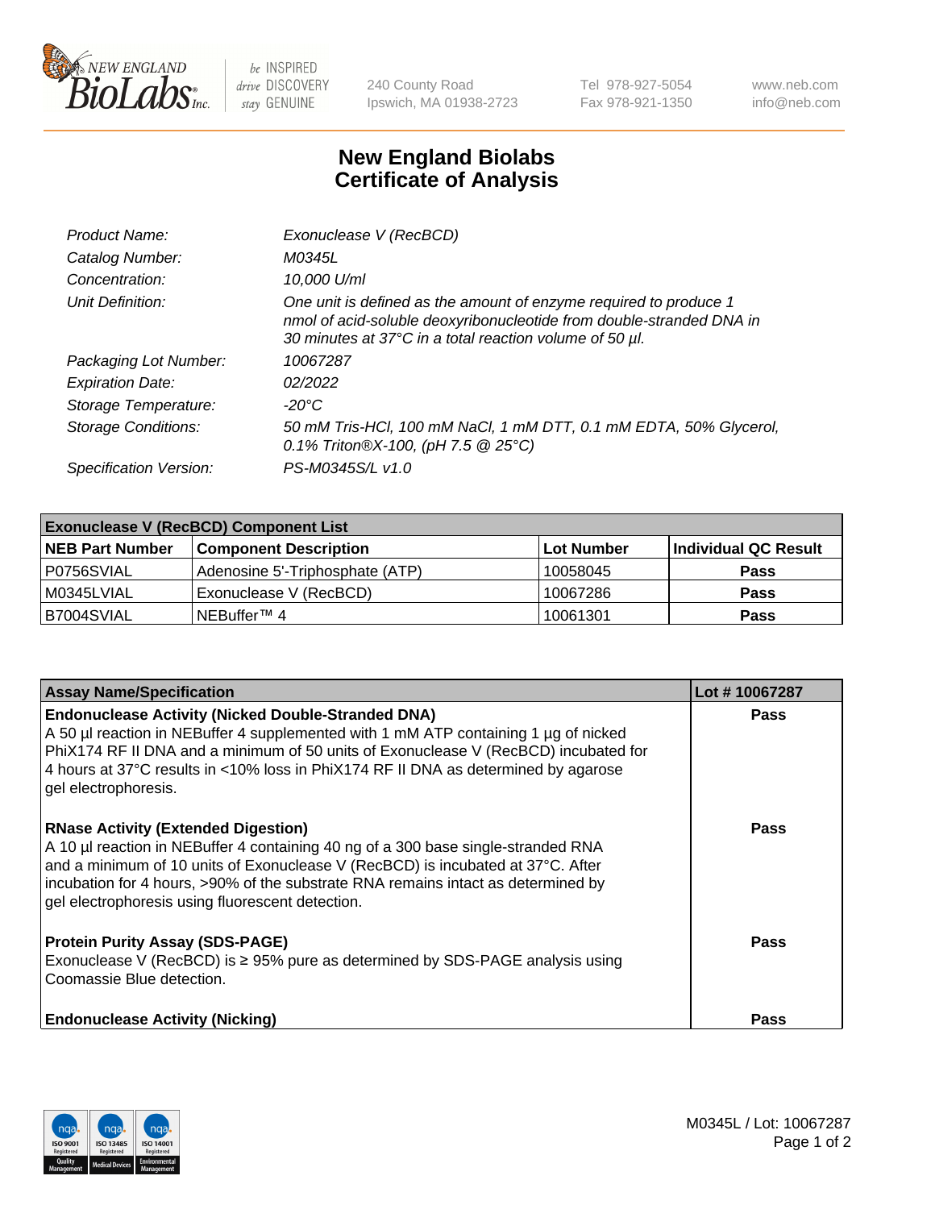# New England Biolabs Certificate of Analysis

| | |
|---|---|
| *Product Name:* | *Exonuclease V (RecBCD)* |
| *Catalog Number:* | *M0345L* |
| *Concentration:* | *10,000 U/ml* |
| *Unit Definition:* | *One unit is defined as the amount of enzyme required to produce 1 nmol of acid-soluble deoxyribonucleotide from double-stranded DNA in 30 minutes at 37°C in a total reaction volume of 50 µl.* |
| *Packaging Lot Number:* | *10067287* |
| *Expiration Date:* | *02/2022* |
| *Storage Temperature:* | *-20°C* |
| *Storage Conditions:* | *50 mM Tris-HCl, 100 mM NaCl, 1 mM DTT, 0.1 mM EDTA, 50% Glycerol, 0.1% Triton®X-100, (pH 7.5 @ 25°C)* |
| *Specification Version:* | *PS-M0345S/L v1.0* |

| Exonuclease V (RecBCD) Component List | | | |
|---|---|---|---|
| **NEB Part Number** | **Component Description** | **Lot Number** | **Individual QC Result** |
| P0756SVIAL | Adenosine 5'-Triphosphate (ATP) | 10058045 | **Pass** |
| M0345LVIAL | Exonuclease V (RecBCD) | 10067286 | **Pass** |
| B7004SVIAL | NEBuffer™ 4 | 10061301 | **Pass** |

| Assay Name/Specification | Lot # 10067287 |
|---|---|
| **Endonuclease Activity (Nicked Double-Stranded DNA)**<br>A 50 µl reaction in NEBuffer 4 supplemented with 1 mM ATP containing 1 µg of nicked PhiX174 RF II DNA and a minimum of 50 units of Exonuclease V (RecBCD) incubated for 4 hours at 37°C results in <10% loss in PhiX174 RF II DNA as determined by agarose gel electrophoresis. | **Pass** |
| **RNase Activity (Extended Digestion)**<br>A 10 µl reaction in NEBuffer 4 containing 40 ng of a 300 base single-stranded RNA and a minimum of 10 units of Exonuclease V (RecBCD) is incubated at 37°C. After incubation for 4 hours, >90% of the substrate RNA remains intact as determined by gel electrophoresis using fluorescent detection. | **Pass** |
| **Protein Purity Assay (SDS-PAGE)**<br>Exonuclease V (RecBCD) is ≥ 95% pure as determined by SDS-PAGE analysis using Coomassie Blue detection. | **Pass** |
| **Endonuclease Activity (Nicking)** | **Pass** |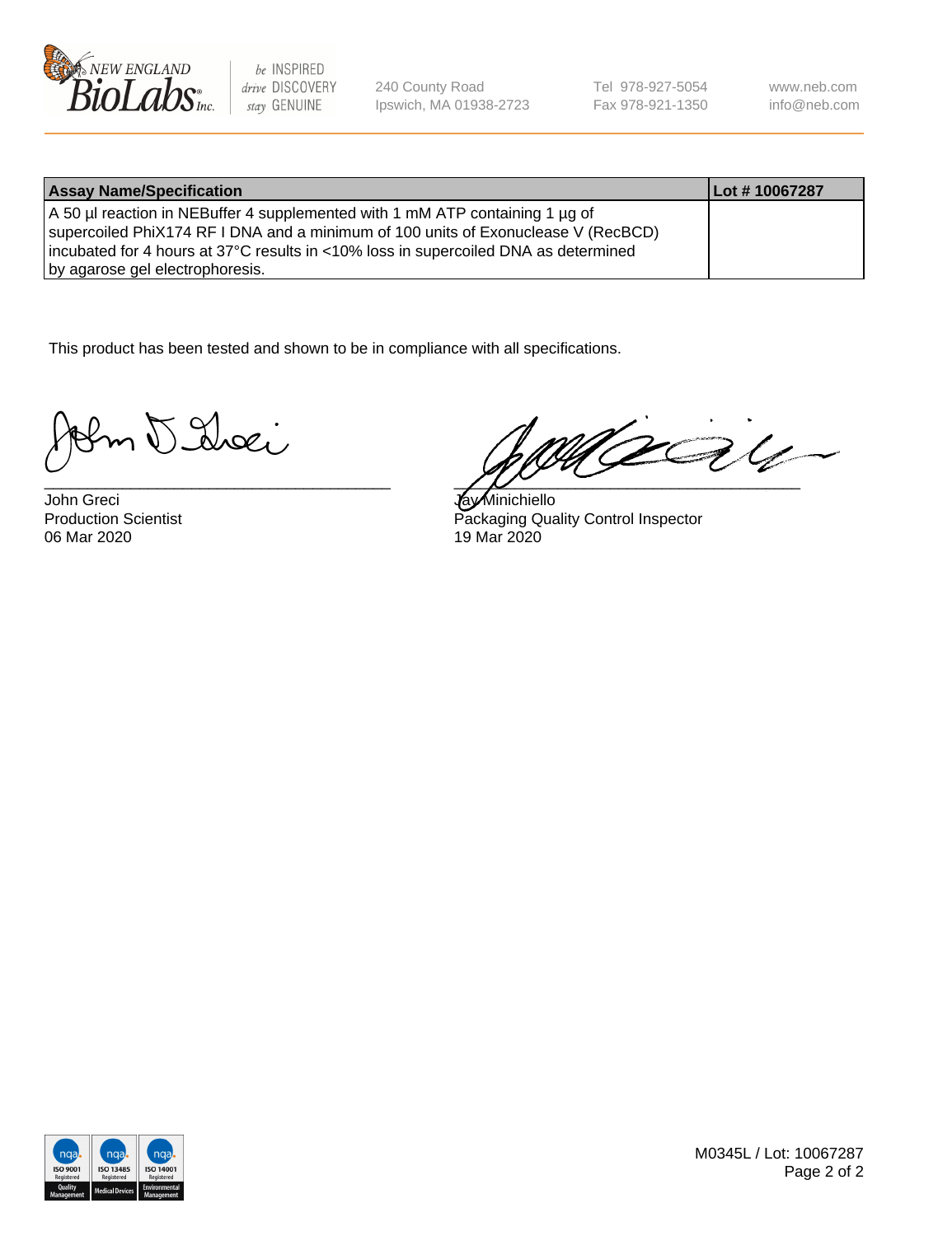| Assay Name/Specification | Lot # 10067287 |
|---|---|
| A 50 µl reaction in NEBuffer 4 supplemented with 1 mM ATP containing 1 µg of supercoiled PhiX174 RF I DNA and a minimum of 100 units of Exonuclease V (RecBCD) incubated for 4 hours at 37°C results in <10% loss in supercoiled DNA as determined by agarose gel electrophoresis. | |

This product has been tested and shown to be in compliance with all specifications.

John Greci
Production Scientist
06 Mar 2020

Jay Minichiello
Packaging Quality Control Inspector
19 Mar 2020

M0345L / Lot: 10067287